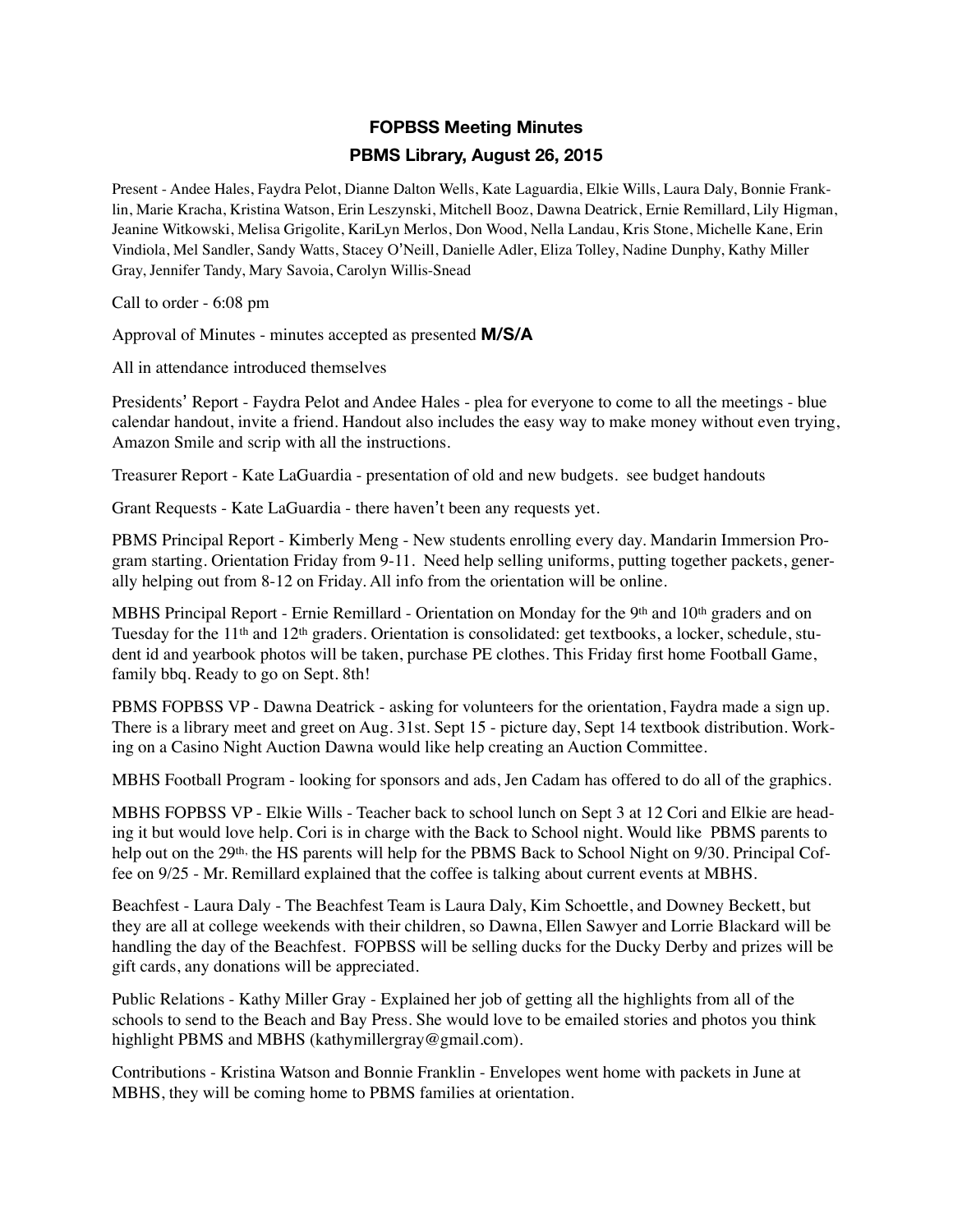## FOPBSS Meeting Minutes

## PBMS Library, August 26, 2015

Present - Andee Hales, Faydra Pelot, Dianne Dalton Wells, Kate Laguardia, Elkie Wills, Laura Daly, Bonnie Franklin, Marie Kracha, Kristina Watson, Erin Leszynski, Mitchell Booz, Dawna Deatrick, Ernie Remillard, Lily Higman, Jeanine Witkowski, Melisa Grigolite, KariLyn Merlos, Don Wood, Nella Landau, Kris Stone, Michelle Kane, Erin Vindiola, Mel Sandler, Sandy Watts, Stacey O'Neill, Danielle Adler, Eliza Tolley, Nadine Dunphy, Kathy Miller Gray, Jennifer Tandy, Mary Savoia, Carolyn Willis-Snead

Call to order - 6:08 pm

Approval of Minutes - minutes accepted as presented **M/S/A**

All in attendance introduced themselves

Presidents' Report - Faydra Pelot and Andee Hales - plea for everyone to come to all the meetings - blue calendar handout, invite a friend. Handout also includes the easy way to make money without even trying, Amazon Smile and scrip with all the instructions.

Treasurer Report - Kate LaGuardia - presentation of old and new budgets. see budget handouts

Grant Requests - Kate LaGuardia - there haven't been any requests yet.

PBMS Principal Report - Kimberly Meng - New students enrolling every day. Mandarin Immersion Program starting. Orientation Friday from 9-11. Need help selling uniforms, putting together packets, generally helping out from 8-12 on Friday. All info from the orientation will be online.

MBHS Principal Report - Ernie Remillard - Orientation on Monday for the 9th and 10th graders and on Tuesday for the 11th and 12th graders. Orientation is consolidated: get textbooks, a locker, schedule, student id and yearbook photos will be taken, purchase PE clothes. This Friday first home Football Game, family bbq. Ready to go on Sept. 8th!

PBMS FOPBSS VP - Dawna Deatrick - asking for volunteers for the orientation, Faydra made a sign up. There is a library meet and greet on Aug. 31st. Sept 15 - picture day, Sept 14 textbook distribution. Working on a Casino Night Auction Dawna would like help creating an Auction Committee.

MBHS Football Program - looking for sponsors and ads, Jen Cadam has offered to do all of the graphics.

MBHS FOPBSS VP - Elkie Wills - Teacher back to school lunch on Sept 3 at 12 Cori and Elkie are heading it but would love help. Cori is in charge with the Back to School night. Would like PBMS parents to help out on the 29th, the HS parents will help for the PBMS Back to School Night on 9/30. Principal Coffee on 9/25 - Mr. Remillard explained that the coffee is talking about current events at MBHS.

Beachfest - Laura Daly - The Beachfest Team is Laura Daly, Kim Schoettle, and Downey Beckett, but they are all at college weekends with their children, so Dawna, Ellen Sawyer and Lorrie Blackard will be handling the day of the Beachfest. FOPBSS will be selling ducks for the Ducky Derby and prizes will be gift cards, any donations will be appreciated.

Public Relations - Kathy Miller Gray - Explained her job of getting all the highlights from all of the schools to send to the Beach and Bay Press. She would love to be emailed stories and photos you think highlight PBMS and MBHS (kathymillergray@gmail.com).

Contributions - Kristina Watson and Bonnie Franklin - Envelopes went home with packets in June at MBHS, they will be coming home to PBMS families at orientation.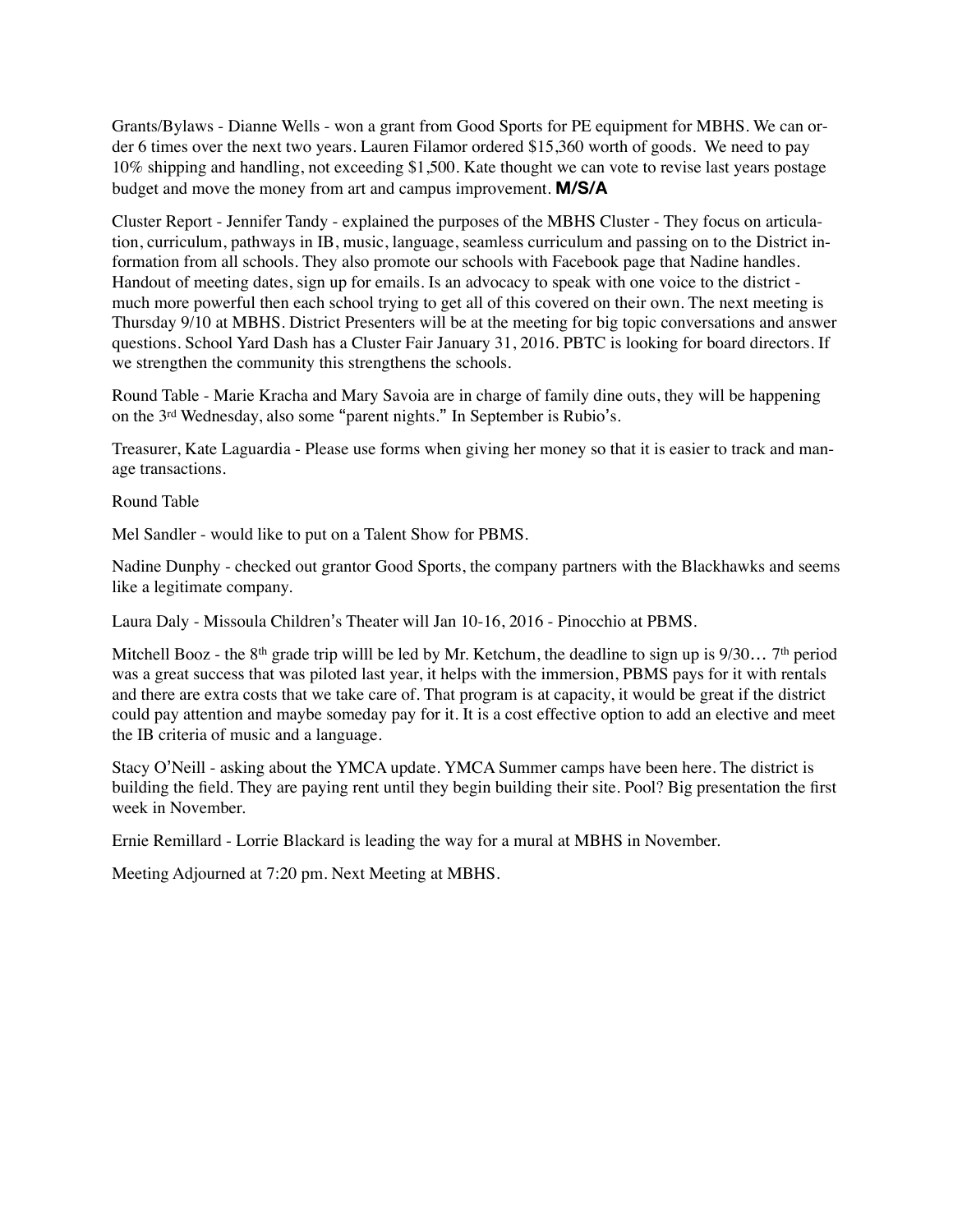Grants/Bylaws - Dianne Wells - won a grant from Good Sports for PE equipment for MBHS. We can order 6 times over the next two years. Lauren Filamor ordered $15,360 worth of goods. We need to pay 10% shipping and handling, not exceeding $1,500. Kate thought we can vote to revise last years postage budget and move the money from art and campus improvement. **M/S/A**

Cluster Report - Jennifer Tandy - explained the purposes of the MBHS Cluster - They focus on articulation, curriculum, pathways in IB, music, language, seamless curriculum and passing on to the District information from all schools. They also promote our schools with Facebook page that Nadine handles. Handout of meeting dates, sign up for emails. Is an advocacy to speak with one voice to the district - much more powerful then each school trying to get all of this covered on their own. The next meeting is Thursday 9/10 at MBHS. District Presenters will be at the meeting for big topic conversations and answer questions. School Yard Dash has a Cluster Fair January 31, 2016. PBTC is looking for board directors. If we strengthen the community this strengthens the schools.

Round Table - Marie Kracha and Mary Savoia are in charge of family dine outs, they will be happening on the 3rd Wednesday, also some "parent nights." In September is Rubio's.

Treasurer, Kate Laguardia - Please use forms when giving her money so that it is easier to track and manage transactions.

Round Table

Mel Sandler - would like to put on a Talent Show for PBMS.

Nadine Dunphy - checked out grantor Good Sports, the company partners with the Blackhawks and seems like a legitimate company.

Laura Daly - Missoula Children's Theater will Jan 10-16, 2016 - Pinocchio at PBMS.

Mitchell Booz - the 8th grade trip willl be led by Mr. Ketchum, the deadline to sign up is 9/30… 7th period was a great success that was piloted last year, it helps with the immersion, PBMS pays for it with rentals and there are extra costs that we take care of. That program is at capacity, it would be great if the district could pay attention and maybe someday pay for it. It is a cost effective option to add an elective and meet the IB criteria of music and a language.

Stacy O'Neill - asking about the YMCA update. YMCA Summer camps have been here. The district is building the field. They are paying rent until they begin building their site. Pool? Big presentation the first week in November.

Ernie Remillard - Lorrie Blackard is leading the way for a mural at MBHS in November.

Meeting Adjourned at 7:20 pm. Next Meeting at MBHS.